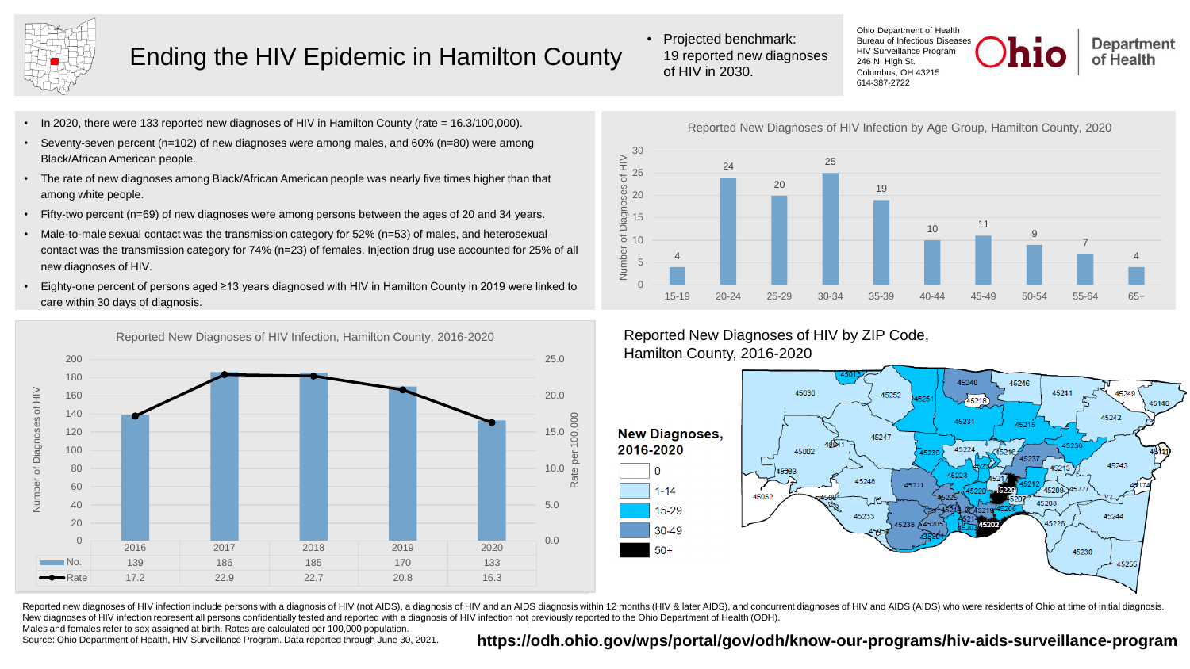# Ending the HIV Epidemic in Hamilton County

- Projected benchmark: 19 reported new diagnoses of HIV in 2030.

Ohio Department of Health
Bureau of Infectious Diseases
HIV Surveillance Program
246 N. High St.
Columbus, OH 43215
614-387-2722

- In 2020, there were 133 reported new diagnoses of HIV in Hamilton County (rate = 16.3/100,000).
- Seventy-seven percent (n=102) of new diagnoses were among males, and 60% (n=80) were among Black/African American people.
- The rate of new diagnoses among Black/African American people was nearly five times higher than that among white people.
- Fifty-two percent (n=69) of new diagnoses were among persons between the ages of 20 and 34 years.
- Male-to-male sexual contact was the transmission category for 52% (n=53) of males, and heterosexual contact was the transmission category for 74% (n=23) of females. Injection drug use accounted for 25% of all new diagnoses of HIV.
- Eighty-one percent of persons aged ≥13 years diagnosed with HIV in Hamilton County in 2019 were linked to care within 30 days of diagnosis.

## Reported New Diagnoses of HIV Infection by Age Group, Hamilton County, 2020

| Age Group | 15-19 | 20-24 | 25-29 | 30-34 | 35-39 | 40-44 | 45-49 | 50-54 | 55-64 | 65+ |
|---|---|---|---|---|---|---|---|---|---|---|
| Number of Diagnoses of HIV | 4 | 24 | 20 | 25 | 19 | 10 | 11 | 9 | 7 | 4 |

## Reported New Diagnoses of HIV Infection, Hamilton County, 2016-2020

| | 2016 | 2017 | 2018 | 2019 | 2020 |
|---|---|---|---|---|---|
| No. | 139 | 186 | 185 | 170 | 133 |
| Rate | 17.2 | 22.9 | 22.7 | 20.8 | 16.3 |

## Reported New Diagnoses of HIV by ZIP Code, Hamilton County, 2016-2020

**New Diagnoses, 2016-2020**

- 0
- 1-14
- 15-29
- 30-49
- 50+

Reported new diagnoses of HIV infection include persons with a diagnosis of HIV (not AIDS), a diagnosis of HIV and an AIDS diagnosis within 12 months (HIV & later AIDS), and concurrent diagnoses of HIV and AIDS (AIDS) who were residents of Ohio at time of initial diagnosis. New diagnoses of HIV infection represent all persons confidentially tested and reported with a diagnosis of HIV infection not previously reported to the Ohio Department of Health (ODH).
Males and females refer to sex assigned at birth. Rates are calculated per 100,000 population.
Source: Ohio Department of Health, HIV Surveillance Program. Data reported through June 30, 2021.

**https://odh.ohio.gov/wps/portal/gov/odh/know-our-programs/hiv-aids-surveillance-program**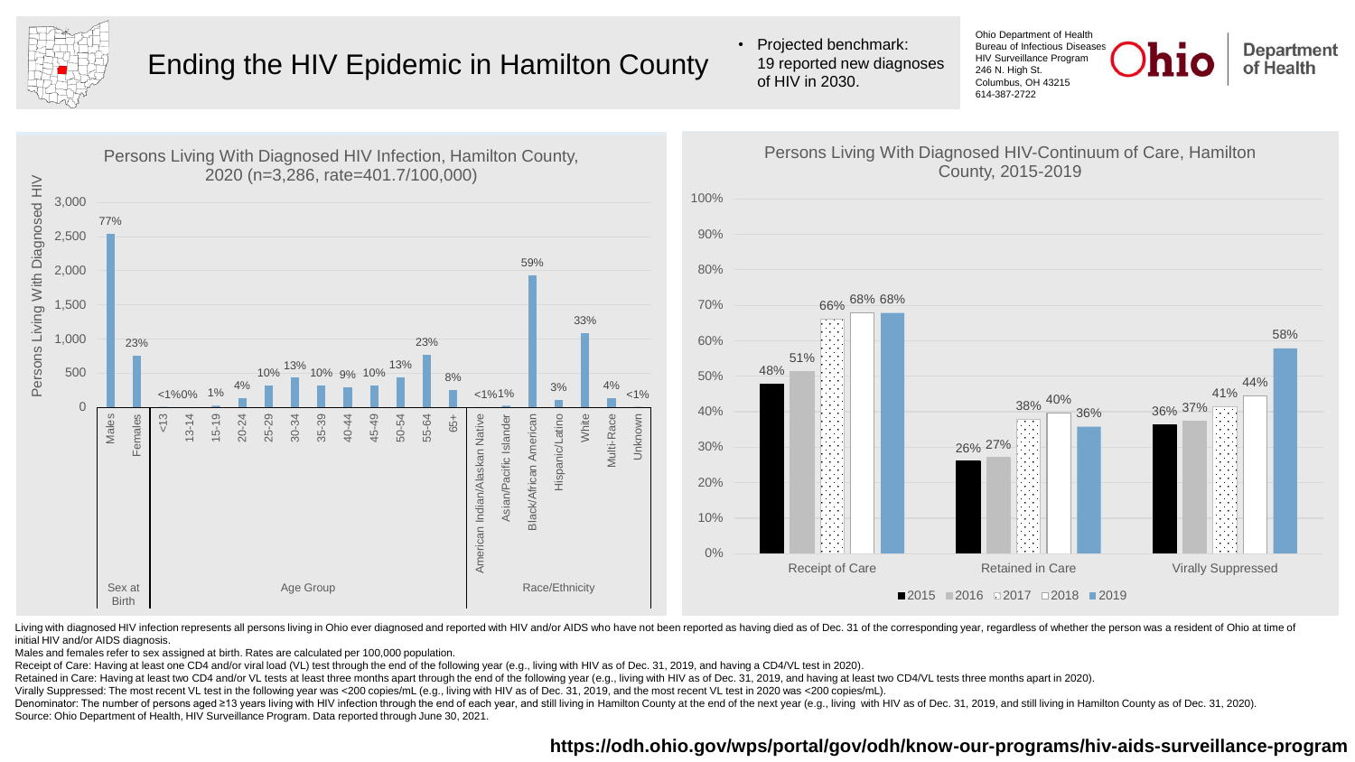# Ending the HIV Epidemic in Hamilton County

- Projected benchmark: 19 reported new diagnoses of HIV in 2030.

Ohio Department of Health
Bureau of Infectious Diseases
HIV Surveillance Program
246 N. High St.
Columbus, OH 43215
614-387-2722

Ohio Department of Health

## Persons Living With Diagnosed HIV Infection, Hamilton County, 2020 (n=3,286, rate=401.7/100,000)

Persons Living With Diagnosed HIV

3,000
2,500
2,000
1,500
1,000
500
0

Sex at Birth: Males 77%, Females 23%

Age Group: <13 <1%, 13-14 0%, 15-19 1%, 20-24 4%, 25-29 10%, 30-34 13%, 35-39 10%, 40-44 9%, 45-49 10%, 50-54 13%, 55-64 23%, 65+ 8%

Race/Ethnicity: American Indian/Alaskan Native <1%, Asian/Pacific Islander 1%, Black/African American 59%, Hispanic/Latino 3%, White 33%, Multi-Race 4%, Unknown <1%

## Persons Living With Diagnosed HIV-Continuum of Care, Hamilton County, 2015-2019

100%
90%
80%
70%
60%
50%
40%
30%
20%
10%
0%

Receipt of Care: 48% 51% 66% 68% 68%

Retained in Care: 26% 27% 38% 40% 36%

Virally Suppressed: 36% 37% 41% 44% 58%

2015 2016 2017 2018 2019

Living with diagnosed HIV infection represents all persons living in Ohio ever diagnosed and reported with HIV and/or AIDS who have not been reported as having died as of Dec. 31 of the corresponding year, regardless of whether the person was a resident of Ohio at time of initial HIV and/or AIDS diagnosis.

Males and females refer to sex assigned at birth. Rates are calculated per 100,000 population.

Receipt of Care: Having at least one CD4 and/or viral load (VL) test through the end of the following year (e.g., living with HIV as of Dec. 31, 2019, and having a CD4/VL test in 2020).

Retained in Care: Having at least two CD4 and/or VL tests at least three months apart through the end of the following year (e.g., living with HIV as of Dec. 31, 2019, and having at least two CD4/VL tests three months apart in 2020).

Virally Suppressed: The most recent VL test in the following year was <200 copies/mL (e.g., living with HIV as of Dec. 31, 2019, and the most recent VL test in 2020 was <200 copies/mL).

Denominator: The number of persons aged ≥13 years living with HIV infection through the end of each year, and still living in Hamilton County at the end of the next year (e.g., living with HIV as of Dec. 31, 2019, and still living in Hamilton County as of Dec. 31, 2020).

Source: Ohio Department of Health, HIV Surveillance Program. Data reported through June 30, 2021.

**https://odh.ohio.gov/wps/portal/gov/odh/know-our-programs/hiv-aids-surveillance-program**